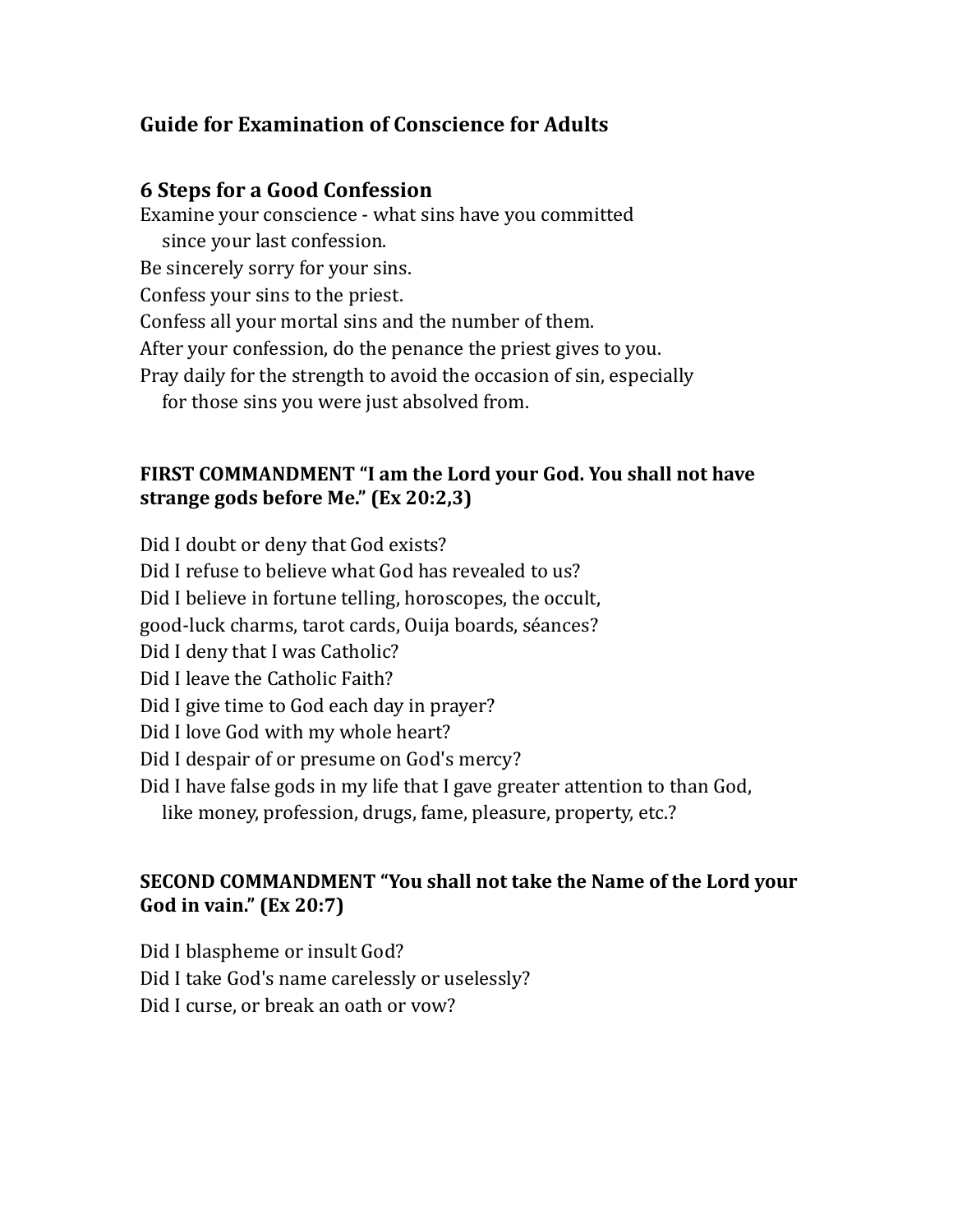## Guide for Examination of Conscience for Adults

### 6 Steps for a Good Confession

Examine your conscience - what sins have you committed since your last confession.
Be sincerely sorry for your sins.
Confess your sins to the priest.
Confess all your mortal sins and the number of them.
After your confession, do the penance the priest gives to you.
Pray daily for the strength to avoid the occasion of sin, especially for those sins you were just absolved from.

**FIRST COMMANDMENT "I am the Lord your God. You shall not have strange gods before Me." (Ex 20:2,3)**

Did I doubt or deny that God exists?
Did I refuse to believe what God has revealed to us?
Did I believe in fortune telling, horoscopes, the occult,
good-luck charms, tarot cards, Ouija boards, séances?
Did I deny that I was Catholic?
Did I leave the Catholic Faith?
Did I give time to God each day in prayer?
Did I love God with my whole heart?
Did I despair of or presume on God's mercy?
Did I have false gods in my life that I gave greater attention to than God, like money, profession, drugs, fame, pleasure, property, etc.?

**SECOND COMMANDMENT "You shall not take the Name of the Lord your God in vain." (Ex 20:7)**

Did I blaspheme or insult God?
Did I take God's name carelessly or uselessly?
Did I curse, or break an oath or vow?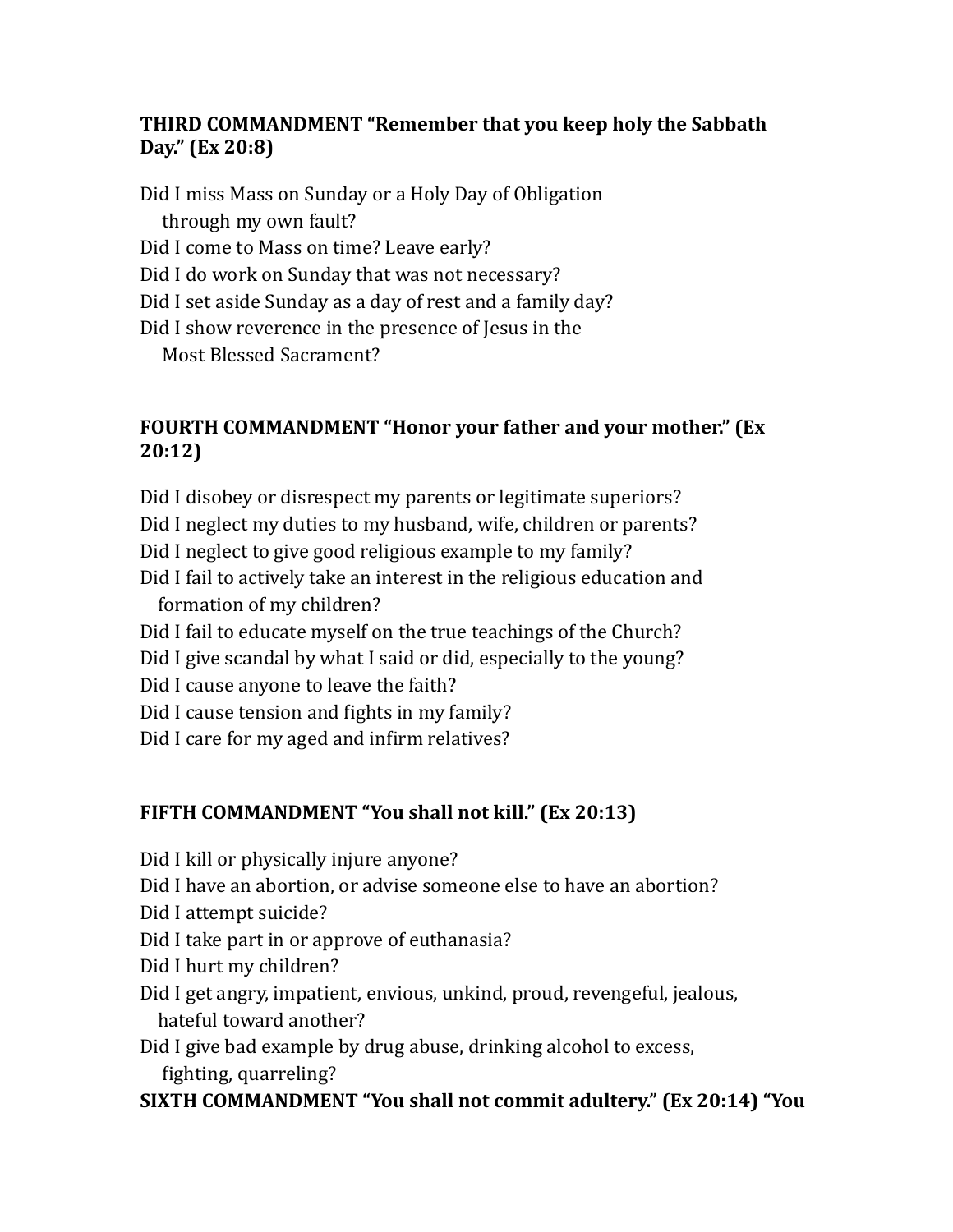**THIRD COMMANDMENT "Remember that you keep holy the Sabbath Day." (Ex 20:8)**

Did I miss Mass on Sunday or a Holy Day of Obligation through my own fault?
Did I come to Mass on time? Leave early?
Did I do work on Sunday that was not necessary?
Did I set aside Sunday as a day of rest and a family day?
Did I show reverence in the presence of Jesus in the Most Blessed Sacrament?

**FOURTH COMMANDMENT "Honor your father and your mother." (Ex 20:12)**

Did I disobey or disrespect my parents or legitimate superiors?
Did I neglect my duties to my husband, wife, children or parents?
Did I neglect to give good religious example to my family?
Did I fail to actively take an interest in the religious education and formation of my children?
Did I fail to educate myself on the true teachings of the Church?
Did I give scandal by what I said or did, especially to the young?
Did I cause anyone to leave the faith?
Did I cause tension and fights in my family?
Did I care for my aged and infirm relatives?

**FIFTH COMMANDMENT "You shall not kill." (Ex 20:13)**

Did I kill or physically injure anyone?
Did I have an abortion, or advise someone else to have an abortion?
Did I attempt suicide?
Did I take part in or approve of euthanasia?
Did I hurt my children?
Did I get angry, impatient, envious, unkind, proud, revengeful, jealous, hateful toward another?
Did I give bad example by drug abuse, drinking alcohol to excess, fighting, quarreling?

**SIXTH COMMANDMENT "You shall not commit adultery." (Ex 20:14) "You**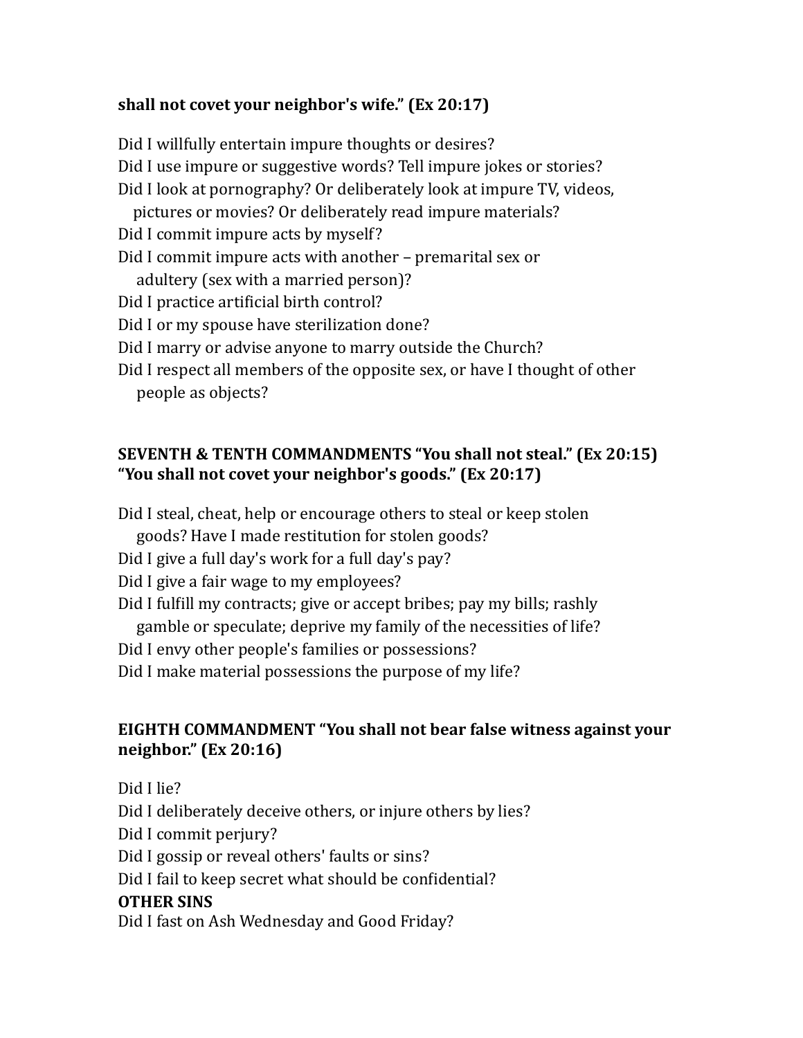**shall not covet your neighbor's wife." (Ex 20:17)**

Did I willfully entertain impure thoughts or desires?
Did I use impure or suggestive words? Tell impure jokes or stories?
Did I look at pornography? Or deliberately look at impure TV, videos, pictures or movies? Or deliberately read impure materials?
Did I commit impure acts by myself?
Did I commit impure acts with another – premarital sex or adultery (sex with a married person)?
Did I practice artificial birth control?
Did I or my spouse have sterilization done?
Did I marry or advise anyone to marry outside the Church?
Did I respect all members of the opposite sex, or have I thought of other people as objects?

### SEVENTH & TENTH COMMANDMENTS "You shall not steal." (Ex 20:15) "You shall not covet your neighbor's goods." (Ex 20:17)

Did I steal, cheat, help or encourage others to steal or keep stolen goods? Have I made restitution for stolen goods?
Did I give a full day's work for a full day's pay?
Did I give a fair wage to my employees?
Did I fulfill my contracts; give or accept bribes; pay my bills; rashly gamble or speculate; deprive my family of the necessities of life?
Did I envy other people's families or possessions?
Did I make material possessions the purpose of my life?

### EIGHTH COMMANDMENT "You shall not bear false witness against your neighbor." (Ex 20:16)

Did I lie?
Did I deliberately deceive others, or injure others by lies?
Did I commit perjury?
Did I gossip or reveal others' faults or sins?
Did I fail to keep secret what should be confidential?

### OTHER SINS

Did I fast on Ash Wednesday and Good Friday?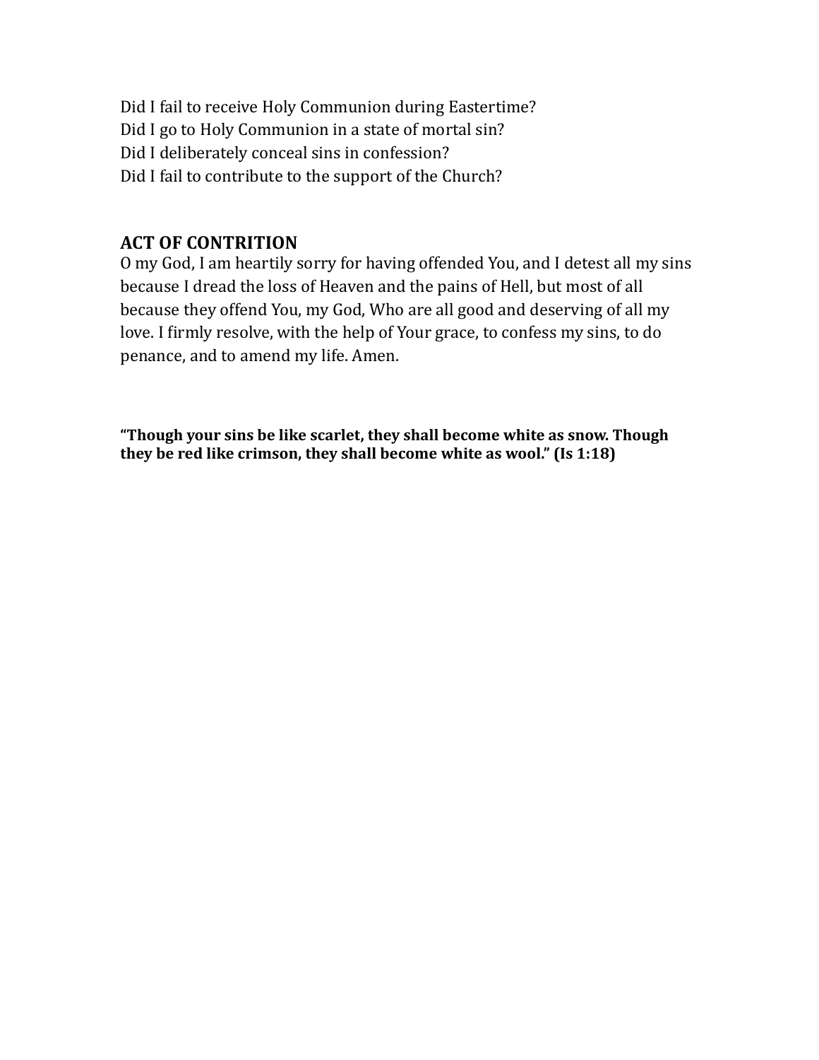Did I fail to receive Holy Communion during Eastertime?
Did I go to Holy Communion in a state of mortal sin?
Did I deliberately conceal sins in confession?
Did I fail to contribute to the support of the Church?

## ACT OF CONTRITION

O my God, I am heartily sorry for having offended You, and I detest all my sins because I dread the loss of Heaven and the pains of Hell, but most of all because they offend You, my God, Who are all good and deserving of all my love. I firmly resolve, with the help of Your grace, to confess my sins, to do penance, and to amend my life. Amen.

**“Though your sins be like scarlet, they shall become white as snow. Though they be red like crimson, they shall become white as wool.” (Is 1:18)**